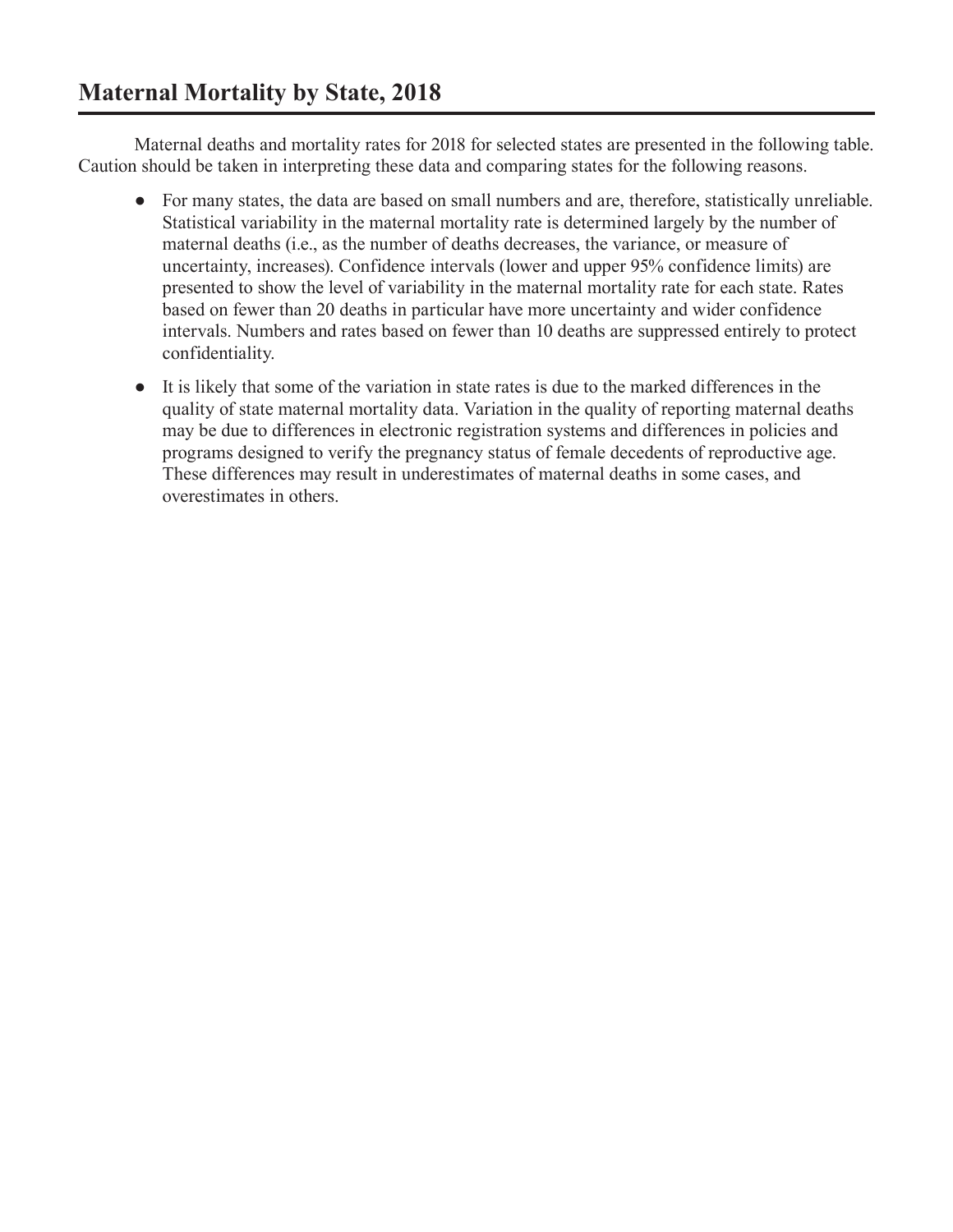## Maternal Mortality by State, 2018

Maternal deaths and mortality rates for 2018 for selected states are presented in the following table. Caution should be taken in interpreting these data and comparing states for the following reasons.

- For many states, the data are based on small numbers and are, therefore, statistically unreliable. Statistical variability in the maternal mortality rate is determined largely by the number of maternal deaths (i.e., as the number of deaths decreases, the variance, or measure of uncertainty, increases). Confidence intervals (lower and upper 95% confidence limits) are presented to show the level of variability in the maternal mortality rate for each state. Rates based on fewer than 20 deaths in particular have more uncertainty and wider confidence intervals. Numbers and rates based on fewer than 10 deaths are suppressed entirely to protect confidentiality.
- It is likely that some of the variation in state rates is due to the marked differences in the quality of state maternal mortality data. Variation in the quality of reporting maternal deaths may be due to differences in electronic registration systems and differences in policies and programs designed to verify the pregnancy status of female decedents of reproductive age. These differences may result in underestimates of maternal deaths in some cases, and overestimates in others.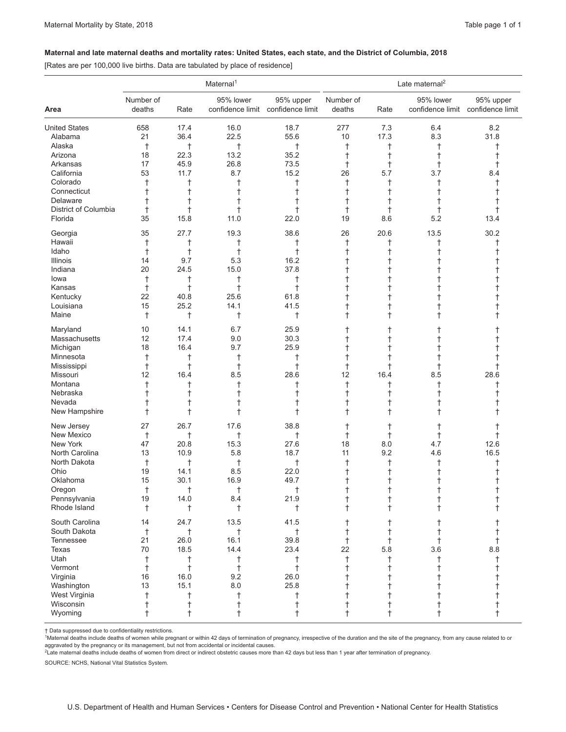**Maternal and late maternal deaths and mortality rates: United States, each state, and the District of Columbia, 2018**

[Rates are per 100,000 live births. Data are tabulated by place of residence]

| Area | Maternal[1] | | | | Late maternal[2] | | | |
|---|---|---|---|---|---|---|---|---|
| | Number of deaths | Rate | 95% lower confidence limit | 95% upper confidence limit | Number of deaths | Rate | 95% lower confidence limit | 95% upper confidence limit |
| United States | 658 | 17.4 | 16.0 | 18.7 | 277 | 7.3 | 6.4 | 8.2 |
| Alabama | 21 | 36.4 | 22.5 | 55.6 | 10 | 17.3 | 8.3 | 31.8 |
| Alaska | † | † | † | † | † | † | † | † |
| Arizona | 18 | 22.3 | 13.2 | 35.2 | † | † | † | † |
| Arkansas | 17 | 45.9 | 26.8 | 73.5 | † | † | † | † |
| California | 53 | 11.7 | 8.7 | 15.2 | 26 | 5.7 | 3.7 | 8.4 |
| Colorado | † | † | † | † | † | † | † | † |
| Connecticut | † | † | † | † | † | † | † | † |
| Delaware | † | † | † | † | † | † | † | † |
| District of Columbia | † | † | † | † | † | † | † | † |
| Florida | 35 | 15.8 | 11.0 | 22.0 | 19 | 8.6 | 5.2 | 13.4 |
| Georgia | 35 | 27.7 | 19.3 | 38.6 | 26 | 20.6 | 13.5 | 30.2 |
| Hawaii | † | † | † | † | † | † | † | † |
| Idaho | † | † | † | † | † | † | † | † |
| Illinois | 14 | 9.7 | 5.3 | 16.2 | † | † | † | † |
| Indiana | 20 | 24.5 | 15.0 | 37.8 | † | † | † | † |
| Iowa | † | † | † | † | † | † | † | † |
| Kansas | † | † | † | † | † | † | † | † |
| Kentucky | 22 | 40.8 | 25.6 | 61.8 | † | † | † | † |
| Louisiana | 15 | 25.2 | 14.1 | 41.5 | † | † | † | † |
| Maine | † | † | † | † | † | † | † | † |
| Maryland | 10 | 14.1 | 6.7 | 25.9 | † | † | † | † |
| Massachusetts | 12 | 17.4 | 9.0 | 30.3 | † | † | † | † |
| Michigan | 18 | 16.4 | 9.7 | 25.9 | † | † | † | † |
| Minnesota | † | † | † | † | † | † | † | † |
| Mississippi | † | † | † | † | † | † | † | † |
| Missouri | 12 | 16.4 | 8.5 | 28.6 | 12 | 16.4 | 8.5 | 28.6 |
| Montana | † | † | † | † | † | † | † | † |
| Nebraska | † | † | † | † | † | † | † | † |
| Nevada | † | † | † | † | † | † | † | † |
| New Hampshire | † | † | † | † | † | † | † | † |
| New Jersey | 27 | 26.7 | 17.6 | 38.8 | † | † | † | † |
| New Mexico | † | † | † | † | † | † | † | † |
| New York | 47 | 20.8 | 15.3 | 27.6 | 18 | 8.0 | 4.7 | 12.6 |
| North Carolina | 13 | 10.9 | 5.8 | 18.7 | 11 | 9.2 | 4.6 | 16.5 |
| North Dakota | † | † | † | † | † | † | † | † |
| Ohio | 19 | 14.1 | 8.5 | 22.0 | † | † | † | † |
| Oklahoma | 15 | 30.1 | 16.9 | 49.7 | † | † | † | † |
| Oregon | † | † | † | † | † | † | † | † |
| Pennsylvania | 19 | 14.0 | 8.4 | 21.9 | † | † | † | † |
| Rhode Island | † | † | † | † | † | † | † | † |
| South Carolina | 14 | 24.7 | 13.5 | 41.5 | † | † | † | † |
| South Dakota | † | † | † | † | † | † | † | † |
| Tennessee | 21 | 26.0 | 16.1 | 39.8 | † | † | † | † |
| Texas | 70 | 18.5 | 14.4 | 23.4 | 22 | 5.8 | 3.6 | 8.8 |
| Utah | † | † | † | † | † | † | † | † |
| Vermont | † | † | † | † | † | † | † | † |
| Virginia | 16 | 16.0 | 9.2 | 26.0 | † | † | † | † |
| Washington | 13 | 15.1 | 8.0 | 25.8 | † | † | † | † |
| West Virginia | † | † | † | † | † | † | † | † |
| Wisconsin | † | † | † | † | † | † | † | † |
| Wyoming | † | † | † | † | † | † | † | † |

† Data suppressed due to confidentiality restrictions.

[1]Maternal deaths include deaths of women while pregnant or within 42 days of termination of pregnancy, irrespective of the duration and the site of the pregnancy, from any cause related to or aggravated by the pregnancy or its management, but not from accidental or incidental causes.

[2]Late maternal deaths include deaths of women from direct or indirect obstetric causes more than 42 days but less than 1 year after termination of pregnancy.

SOURCE: NCHS, National Vital Statistics System.